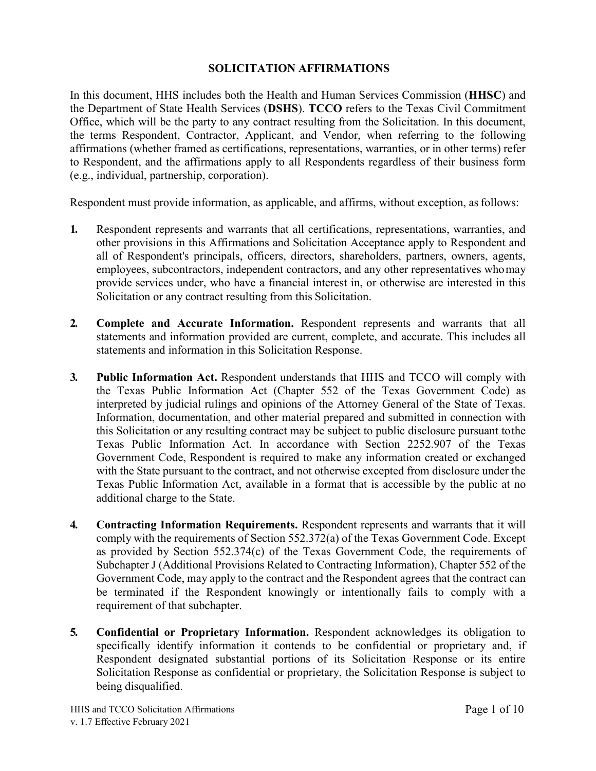# SOLICITATION AFFIRMATIONS

In this document, HHS includes both the Health and Human Services Commission (**HHSC**) and the Department of State Health Services (**DSHS**). **TCCO** refers to the Texas Civil Commitment Office, which will be the party to any contract resulting from the Solicitation. In this document, the terms Respondent, Contractor, Applicant, and Vendor, when referring to the following affirmations (whether framed as certifications, representations, warranties, or in other terms) refer to Respondent, and the affirmations apply to all Respondents regardless of their business form (e.g., individual, partnership, corporation).

Respondent must provide information, as applicable, and affirms, without exception, as follows:

1. Respondent represents and warrants that all certifications, representations, warranties, and other provisions in this Affirmations and Solicitation Acceptance apply to Respondent and all of Respondent's principals, officers, directors, shareholders, partners, owners, agents, employees, subcontractors, independent contractors, and any other representatives who may provide services under, who have a financial interest in, or otherwise are interested in this Solicitation or any contract resulting from this Solicitation.

2. **Complete and Accurate Information.** Respondent represents and warrants that all statements and information provided are current, complete, and accurate. This includes all statements and information in this Solicitation Response.

3. **Public Information Act.** Respondent understands that HHS and TCCO will comply with the Texas Public Information Act (Chapter 552 of the Texas Government Code) as interpreted by judicial rulings and opinions of the Attorney General of the State of Texas. Information, documentation, and other material prepared and submitted in connection with this Solicitation or any resulting contract may be subject to public disclosure pursuant to the Texas Public Information Act. In accordance with Section 2252.907 of the Texas Government Code, Respondent is required to make any information created or exchanged with the State pursuant to the contract, and not otherwise excepted from disclosure under the Texas Public Information Act, available in a format that is accessible by the public at no additional charge to the State.

4. **Contracting Information Requirements.** Respondent represents and warrants that it will comply with the requirements of Section 552.372(a) of the Texas Government Code. Except as provided by Section 552.374(c) of the Texas Government Code, the requirements of Subchapter J (Additional Provisions Related to Contracting Information), Chapter 552 of the Government Code, may apply to the contract and the Respondent agrees that the contract can be terminated if the Respondent knowingly or intentionally fails to comply with a requirement of that subchapter.

5. **Confidential or Proprietary Information.** Respondent acknowledges its obligation to specifically identify information it contends to be confidential or proprietary and, if Respondent designated substantial portions of its Solicitation Response or its entire Solicitation Response as confidential or proprietary, the Solicitation Response is subject to being disqualified.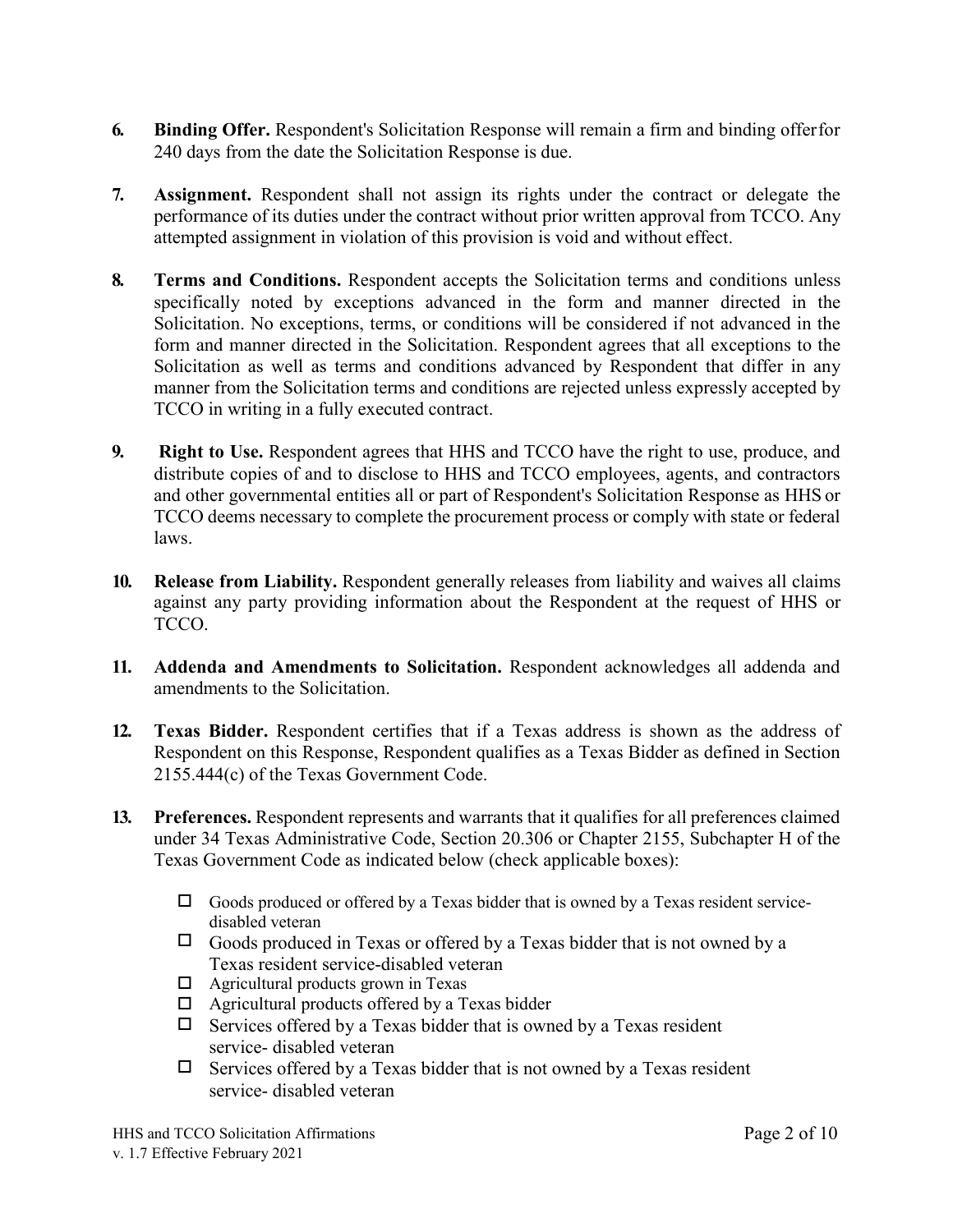6. **Binding Offer.** Respondent's Solicitation Response will remain a firm and binding offer for 240 days from the date the Solicitation Response is due.

7. **Assignment.** Respondent shall not assign its rights under the contract or delegate the performance of its duties under the contract without prior written approval from TCCO. Any attempted assignment in violation of this provision is void and without effect.

8. **Terms and Conditions.** Respondent accepts the Solicitation terms and conditions unless specifically noted by exceptions advanced in the form and manner directed in the Solicitation. No exceptions, terms, or conditions will be considered if not advanced in the form and manner directed in the Solicitation. Respondent agrees that all exceptions to the Solicitation as well as terms and conditions advanced by Respondent that differ in any manner from the Solicitation terms and conditions are rejected unless expressly accepted by TCCO in writing in a fully executed contract.

9. **Right to Use.** Respondent agrees that HHS and TCCO have the right to use, produce, and distribute copies of and to disclose to HHS and TCCO employees, agents, and contractors and other governmental entities all or part of Respondent's Solicitation Response as HHS or TCCO deems necessary to complete the procurement process or comply with state or federal laws.

10. **Release from Liability.** Respondent generally releases from liability and waives all claims against any party providing information about the Respondent at the request of HHS or TCCO.

11. **Addenda and Amendments to Solicitation.** Respondent acknowledges all addenda and amendments to the Solicitation.

12. **Texas Bidder.** Respondent certifies that if a Texas address is shown as the address of Respondent on this Response, Respondent qualifies as a Texas Bidder as defined in Section 2155.444(c) of the Texas Government Code.

13. **Preferences.** Respondent represents and warrants that it qualifies for all preferences claimed under 34 Texas Administrative Code, Section 20.306 or Chapter 2155, Subchapter H of the Texas Government Code as indicated below (check applicable boxes):

    - ☐ Goods produced or offered by a Texas bidder that is owned by a Texas resident service-disabled veteran
    - ☐ Goods produced in Texas or offered by a Texas bidder that is not owned by a Texas resident service-disabled veteran
    - ☐ Agricultural products grown in Texas
    - ☐ Agricultural products offered by a Texas bidder
    - ☐ Services offered by a Texas bidder that is owned by a Texas resident service- disabled veteran
    - ☐ Services offered by a Texas bidder that is not owned by a Texas resident service- disabled veteran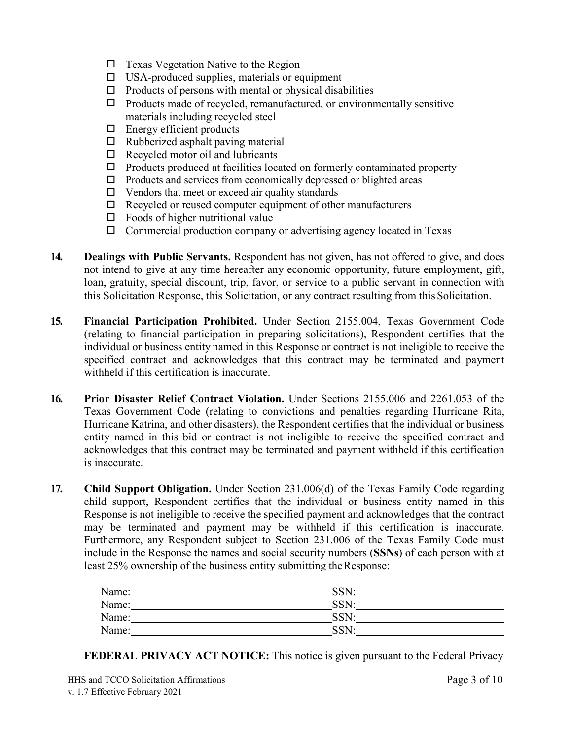- ☐ Texas Vegetation Native to the Region
- ☐ USA-produced supplies, materials or equipment
- ☐ Products of persons with mental or physical disabilities
- ☐ Products made of recycled, remanufactured, or environmentally sensitive materials including recycled steel
- ☐ Energy efficient products
- ☐ Rubberized asphalt paving material
- ☐ Recycled motor oil and lubricants
- ☐ Products produced at facilities located on formerly contaminated property
- ☐ Products and services from economically depressed or blighted areas
- ☐ Vendors that meet or exceed air quality standards
- ☐ Recycled or reused computer equipment of other manufacturers
- ☐ Foods of higher nutritional value
- ☐ Commercial production company or advertising agency located in Texas

**14. Dealings with Public Servants.** Respondent has not given, has not offered to give, and does not intend to give at any time hereafter any economic opportunity, future employment, gift, loan, gratuity, special discount, trip, favor, or service to a public servant in connection with this Solicitation Response, this Solicitation, or any contract resulting from this Solicitation.

**15. Financial Participation Prohibited.** Under Section 2155.004, Texas Government Code (relating to financial participation in preparing solicitations), Respondent certifies that the individual or business entity named in this Response or contract is not ineligible to receive the specified contract and acknowledges that this contract may be terminated and payment withheld if this certification is inaccurate.

**16. Prior Disaster Relief Contract Violation.** Under Sections 2155.006 and 2261.053 of the Texas Government Code (relating to convictions and penalties regarding Hurricane Rita, Hurricane Katrina, and other disasters), the Respondent certifies that the individual or business entity named in this bid or contract is not ineligible to receive the specified contract and acknowledges that this contract may be terminated and payment withheld if this certification is inaccurate.

**17. Child Support Obligation.** Under Section 231.006(d) of the Texas Family Code regarding child support, Respondent certifies that the individual or business entity named in this Response is not ineligible to receive the specified payment and acknowledges that the contract may be terminated and payment may be withheld if this certification is inaccurate. Furthermore, any Respondent subject to Section 231.006 of the Texas Family Code must include in the Response the names and social security numbers (**SSNs**) of each person with at least 25% ownership of the business entity submitting the Response:

Name:\_\_\_\_\_\_\_\_\_\_\_\_\_\_\_\_\_\_\_\_\_\_\_\_\_\_\_\_\_\_ SSN:\_\_\_\_\_\_\_\_\_\_\_\_\_\_\_\_\_\_\_\_\_\_\_\_
Name:\_\_\_\_\_\_\_\_\_\_\_\_\_\_\_\_\_\_\_\_\_\_\_\_\_\_\_\_\_\_ SSN:\_\_\_\_\_\_\_\_\_\_\_\_\_\_\_\_\_\_\_\_\_\_\_\_
Name:\_\_\_\_\_\_\_\_\_\_\_\_\_\_\_\_\_\_\_\_\_\_\_\_\_\_\_\_\_\_ SSN:\_\_\_\_\_\_\_\_\_\_\_\_\_\_\_\_\_\_\_\_\_\_\_\_
Name:\_\_\_\_\_\_\_\_\_\_\_\_\_\_\_\_\_\_\_\_\_\_\_\_\_\_\_\_\_\_ SSN:\_\_\_\_\_\_\_\_\_\_\_\_\_\_\_\_\_\_\_\_\_\_\_\_

**FEDERAL PRIVACY ACT NOTICE:** This notice is given pursuant to the Federal Privacy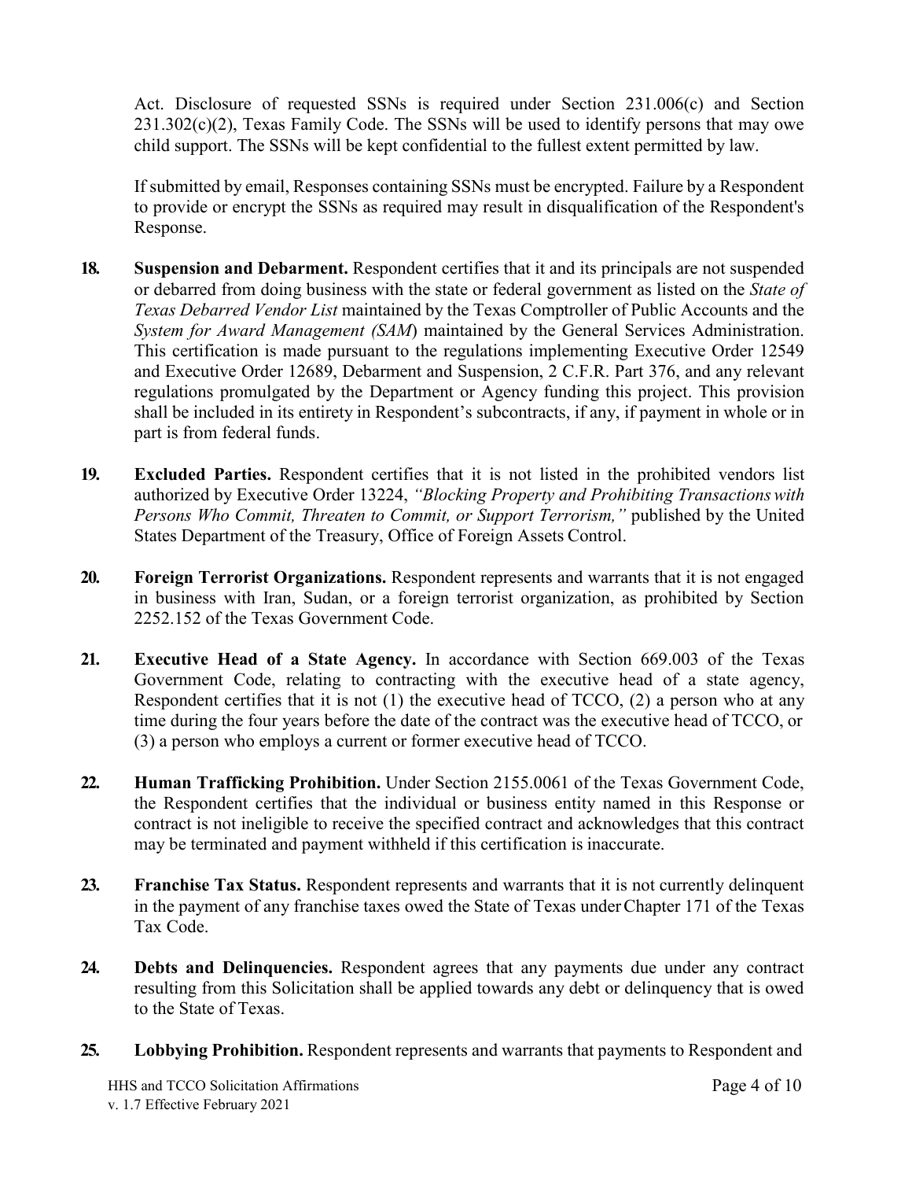Act. Disclosure of requested SSNs is required under Section 231.006(c) and Section 231.302(c)(2), Texas Family Code. The SSNs will be used to identify persons that may owe child support. The SSNs will be kept confidential to the fullest extent permitted by law.

If submitted by email, Responses containing SSNs must be encrypted. Failure by a Respondent to provide or encrypt the SSNs as required may result in disqualification of the Respondent's Response.

**18.** **Suspension and Debarment.** Respondent certifies that it and its principals are not suspended or debarred from doing business with the state or federal government as listed on the *State of Texas Debarred Vendor List* maintained by the Texas Comptroller of Public Accounts and the *System for Award Management (SAM*) maintained by the General Services Administration. This certification is made pursuant to the regulations implementing Executive Order 12549 and Executive Order 12689, Debarment and Suspension, 2 C.F.R. Part 376, and any relevant regulations promulgated by the Department or Agency funding this project. This provision shall be included in its entirety in Respondent's subcontracts, if any, if payment in whole or in part is from federal funds.

**19.** **Excluded Parties.** Respondent certifies that it is not listed in the prohibited vendors list authorized by Executive Order 13224, *"Blocking Property and Prohibiting Transactions with Persons Who Commit, Threaten to Commit, or Support Terrorism,"* published by the United States Department of the Treasury, Office of Foreign Assets Control.

**20.** **Foreign Terrorist Organizations.** Respondent represents and warrants that it is not engaged in business with Iran, Sudan, or a foreign terrorist organization, as prohibited by Section 2252.152 of the Texas Government Code.

**21.** **Executive Head of a State Agency.** In accordance with Section 669.003 of the Texas Government Code, relating to contracting with the executive head of a state agency, Respondent certifies that it is not (1) the executive head of TCCO, (2) a person who at any time during the four years before the date of the contract was the executive head of TCCO, or (3) a person who employs a current or former executive head of TCCO.

**22.** **Human Trafficking Prohibition.** Under Section 2155.0061 of the Texas Government Code, the Respondent certifies that the individual or business entity named in this Response or contract is not ineligible to receive the specified contract and acknowledges that this contract may be terminated and payment withheld if this certification is inaccurate.

**23.** **Franchise Tax Status.** Respondent represents and warrants that it is not currently delinquent in the payment of any franchise taxes owed the State of Texas under Chapter 171 of the Texas Tax Code.

**24.** **Debts and Delinquencies.** Respondent agrees that any payments due under any contract resulting from this Solicitation shall be applied towards any debt or delinquency that is owed to the State of Texas.

**25.** **Lobbying Prohibition.** Respondent represents and warrants that payments to Respondent and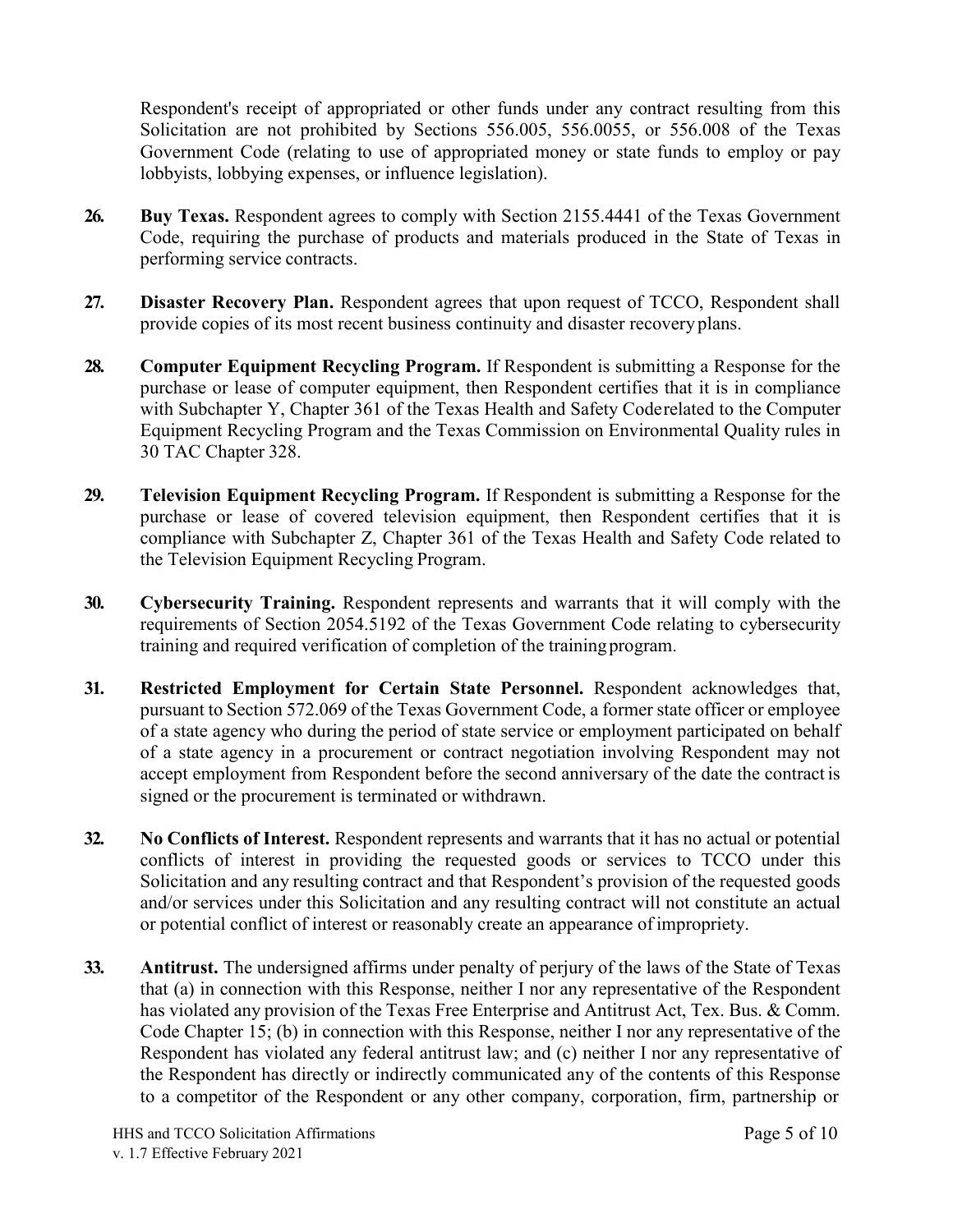Respondent's receipt of appropriated or other funds under any contract resulting from this Solicitation are not prohibited by Sections 556.005, 556.0055, or 556.008 of the Texas Government Code (relating to use of appropriated money or state funds to employ or pay lobbyists, lobbying expenses, or influence legislation).

26. **Buy Texas.** Respondent agrees to comply with Section 2155.4441 of the Texas Government Code, requiring the purchase of products and materials produced in the State of Texas in performing service contracts.

27. **Disaster Recovery Plan.** Respondent agrees that upon request of TCCO, Respondent shall provide copies of its most recent business continuity and disaster recovery plans.

28. **Computer Equipment Recycling Program.** If Respondent is submitting a Response for the purchase or lease of computer equipment, then Respondent certifies that it is in compliance with Subchapter Y, Chapter 361 of the Texas Health and Safety Code related to the Computer Equipment Recycling Program and the Texas Commission on Environmental Quality rules in 30 TAC Chapter 328.

29. **Television Equipment Recycling Program.** If Respondent is submitting a Response for the purchase or lease of covered television equipment, then Respondent certifies that it is compliance with Subchapter Z, Chapter 361 of the Texas Health and Safety Code related to the Television Equipment Recycling Program.

30. **Cybersecurity Training.** Respondent represents and warrants that it will comply with the requirements of Section 2054.5192 of the Texas Government Code relating to cybersecurity training and required verification of completion of the training program.

31. **Restricted Employment for Certain State Personnel.** Respondent acknowledges that, pursuant to Section 572.069 of the Texas Government Code, a former state officer or employee of a state agency who during the period of state service or employment participated on behalf of a state agency in a procurement or contract negotiation involving Respondent may not accept employment from Respondent before the second anniversary of the date the contract is signed or the procurement is terminated or withdrawn.

32. **No Conflicts of Interest.** Respondent represents and warrants that it has no actual or potential conflicts of interest in providing the requested goods or services to TCCO under this Solicitation and any resulting contract and that Respondent's provision of the requested goods and/or services under this Solicitation and any resulting contract will not constitute an actual or potential conflict of interest or reasonably create an appearance of impropriety.

33. **Antitrust.** The undersigned affirms under penalty of perjury of the laws of the State of Texas that (a) in connection with this Response, neither I nor any representative of the Respondent has violated any provision of the Texas Free Enterprise and Antitrust Act, Tex. Bus. & Comm. Code Chapter 15; (b) in connection with this Response, neither I nor any representative of the Respondent has violated any federal antitrust law; and (c) neither I nor any representative of the Respondent has directly or indirectly communicated any of the contents of this Response to a competitor of the Respondent or any other company, corporation, firm, partnership or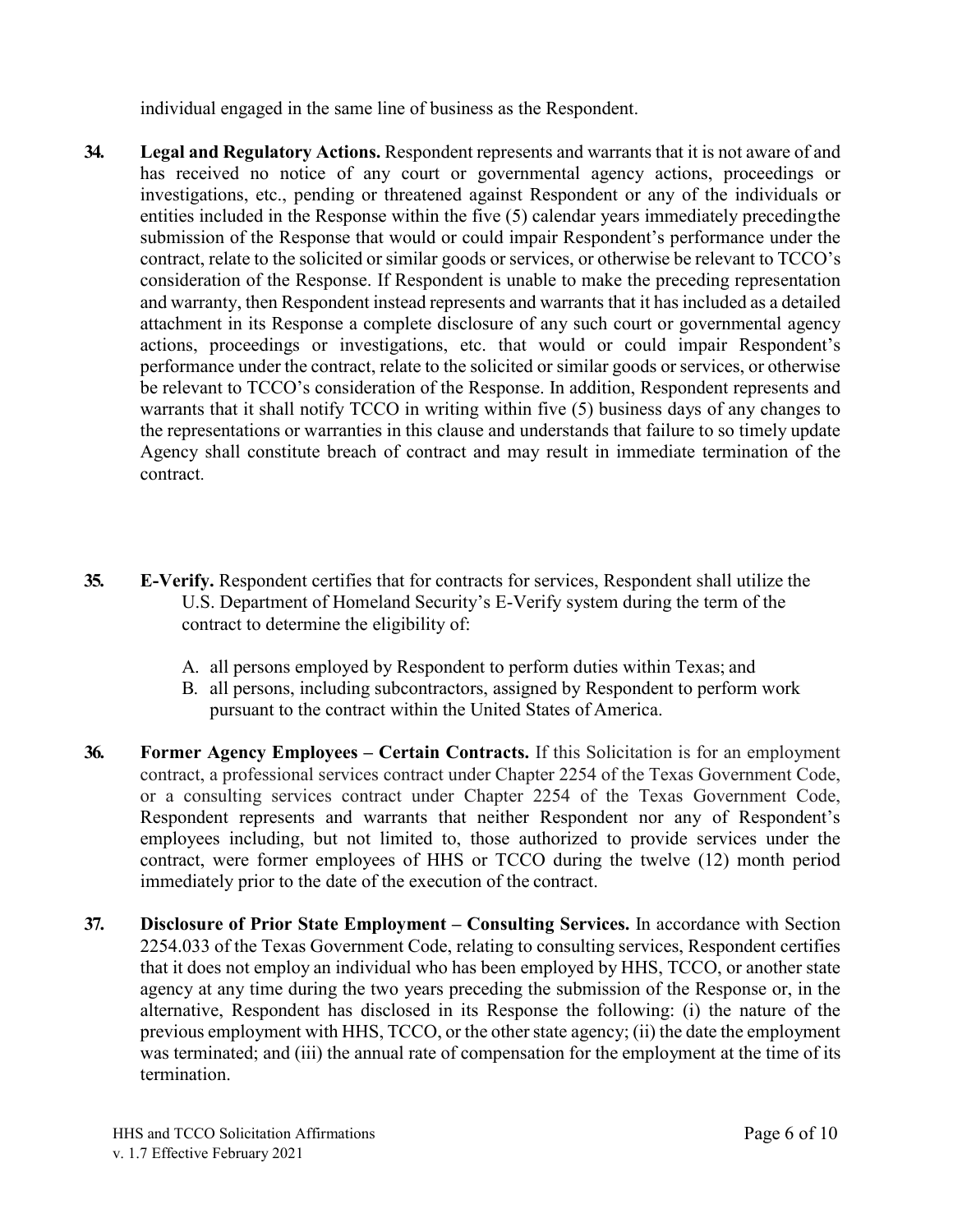individual engaged in the same line of business as the Respondent.

**34. Legal and Regulatory Actions.** Respondent represents and warrants that it is not aware of and has received no notice of any court or governmental agency actions, proceedings or investigations, etc., pending or threatened against Respondent or any of the individuals or entities included in the Response within the five (5) calendar years immediately preceding the submission of the Response that would or could impair Respondent's performance under the contract, relate to the solicited or similar goods or services, or otherwise be relevant to TCCO's consideration of the Response. If Respondent is unable to make the preceding representation and warranty, then Respondent instead represents and warrants that it has included as a detailed attachment in its Response a complete disclosure of any such court or governmental agency actions, proceedings or investigations, etc. that would or could impair Respondent's performance under the contract, relate to the solicited or similar goods or services, or otherwise be relevant to TCCO's consideration of the Response. In addition, Respondent represents and warrants that it shall notify TCCO in writing within five (5) business days of any changes to the representations or warranties in this clause and understands that failure to so timely update Agency shall constitute breach of contract and may result in immediate termination of the contract.

**35. E-Verify.** Respondent certifies that for contracts for services, Respondent shall utilize the U.S. Department of Homeland Security's E-Verify system during the term of the contract to determine the eligibility of:

A. all persons employed by Respondent to perform duties within Texas; and
B. all persons, including subcontractors, assigned by Respondent to perform work pursuant to the contract within the United States of America.

**36. Former Agency Employees – Certain Contracts.** If this Solicitation is for an employment contract, a professional services contract under Chapter 2254 of the Texas Government Code, or a consulting services contract under Chapter 2254 of the Texas Government Code, Respondent represents and warrants that neither Respondent nor any of Respondent's employees including, but not limited to, those authorized to provide services under the contract, were former employees of HHS or TCCO during the twelve (12) month period immediately prior to the date of the execution of the contract.

**37. Disclosure of Prior State Employment – Consulting Services.** In accordance with Section 2254.033 of the Texas Government Code, relating to consulting services, Respondent certifies that it does not employ an individual who has been employed by HHS, TCCO, or another state agency at any time during the two years preceding the submission of the Response or, in the alternative, Respondent has disclosed in its Response the following: (i) the nature of the previous employment with HHS, TCCO, or the other state agency; (ii) the date the employment was terminated; and (iii) the annual rate of compensation for the employment at the time of its termination.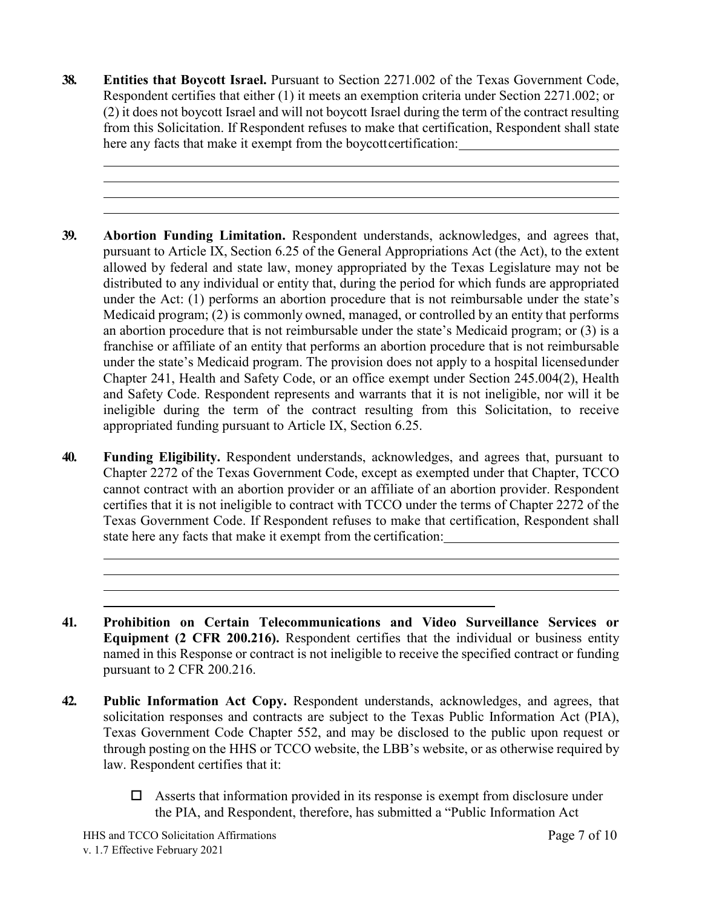**38. Entities that Boycott Israel.** Pursuant to Section 2271.002 of the Texas Government Code, Respondent certifies that either (1) it meets an exemption criteria under Section 2271.002; or (2) it does not boycott Israel and will not boycott Israel during the term of the contract resulting from this Solicitation. If Respondent refuses to make that certification, Respondent shall state here any facts that make it exempt from the boycott certification: ______________________

_____________________________________________________________________________

_____________________________________________________________________________

_____________________________________________________________________________

_____________________________________________________________________________

**39. Abortion Funding Limitation.** Respondent understands, acknowledges, and agrees that, pursuant to Article IX, Section 6.25 of the General Appropriations Act (the Act), to the extent allowed by federal and state law, money appropriated by the Texas Legislature may not be distributed to any individual or entity that, during the period for which funds are appropriated under the Act: (1) performs an abortion procedure that is not reimbursable under the state's Medicaid program; (2) is commonly owned, managed, or controlled by an entity that performs an abortion procedure that is not reimbursable under the state's Medicaid program; or (3) is a franchise or affiliate of an entity that performs an abortion procedure that is not reimbursable under the state's Medicaid program. The provision does not apply to a hospital licensed under Chapter 241, Health and Safety Code, or an office exempt under Section 245.004(2), Health and Safety Code. Respondent represents and warrants that it is not ineligible, nor will it be ineligible during the term of the contract resulting from this Solicitation, to receive appropriated funding pursuant to Article IX, Section 6.25.

**40. Funding Eligibility.** Respondent understands, acknowledges, and agrees that, pursuant to Chapter 2272 of the Texas Government Code, except as exempted under that Chapter, TCCO cannot contract with an abortion provider or an affiliate of an abortion provider. Respondent certifies that it is not ineligible to contract with TCCO under the terms of Chapter 2272 of the Texas Government Code. If Respondent refuses to make that certification, Respondent shall state here any facts that make it exempt from the certification: ______________________

_____________________________________________________________________________

_____________________________________________________________________________

_____________________________________________________________________________

_____________________________________________________________

**41. Prohibition on Certain Telecommunications and Video Surveillance Services or Equipment (2 CFR 200.216).** Respondent certifies that the individual or business entity named in this Response or contract is not ineligible to receive the specified contract or funding pursuant to 2 CFR 200.216.

**42. Public Information Act Copy.** Respondent understands, acknowledges, and agrees, that solicitation responses and contracts are subject to the Texas Public Information Act (PIA), Texas Government Code Chapter 552, and may be disclosed to the public upon request or through posting on the HHS or TCCO website, the LBB's website, or as otherwise required by law. Respondent certifies that it:

- ☐ Asserts that information provided in its response is exempt from disclosure under the PIA, and Respondent, therefore, has submitted a "Public Information Act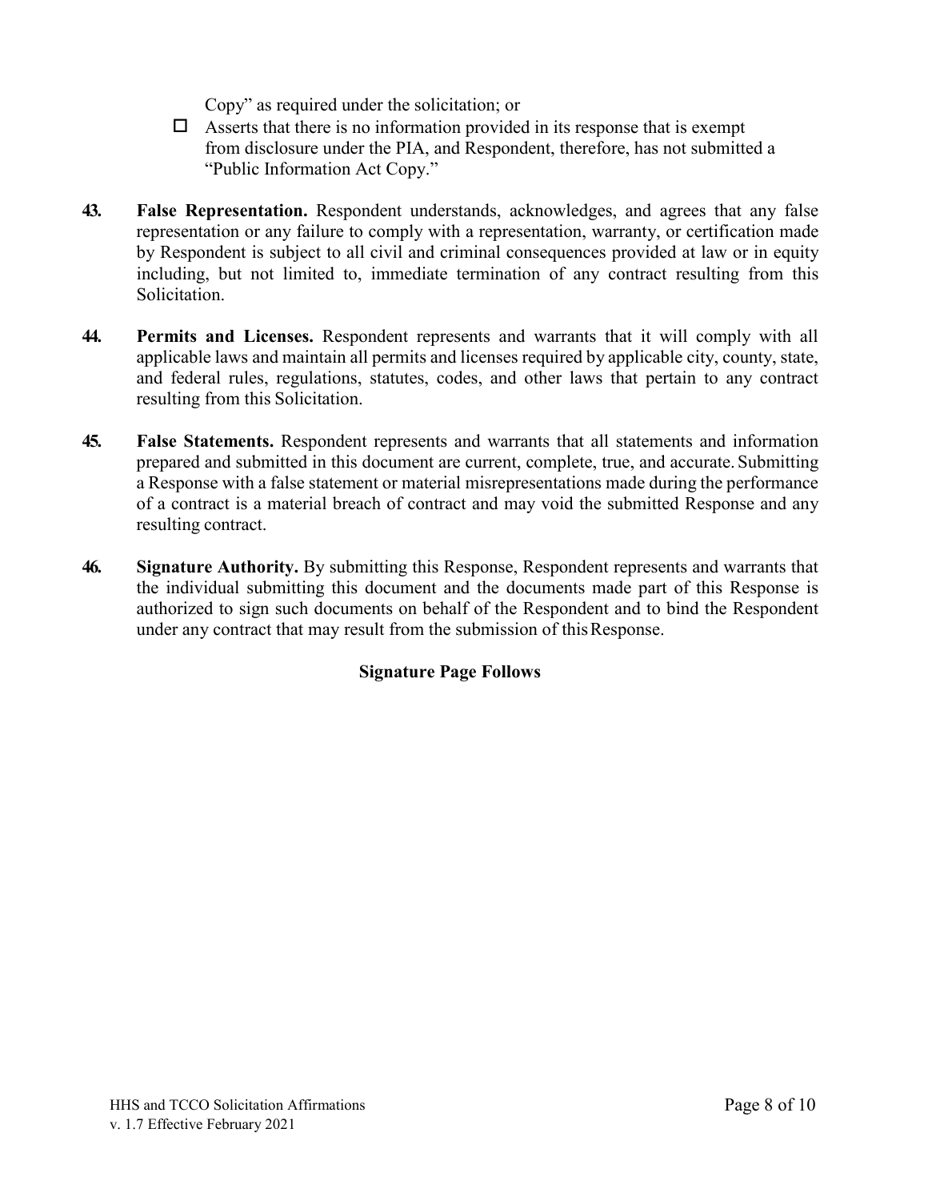Copy" as required under the solicitation; or

- ☐ Asserts that there is no information provided in its response that is exempt from disclosure under the PIA, and Respondent, therefore, has not submitted a "Public Information Act Copy."

**43. False Representation.** Respondent understands, acknowledges, and agrees that any false representation or any failure to comply with a representation, warranty, or certification made by Respondent is subject to all civil and criminal consequences provided at law or in equity including, but not limited to, immediate termination of any contract resulting from this Solicitation.

**44. Permits and Licenses.** Respondent represents and warrants that it will comply with all applicable laws and maintain all permits and licenses required by applicable city, county, state, and federal rules, regulations, statutes, codes, and other laws that pertain to any contract resulting from this Solicitation.

**45. False Statements.** Respondent represents and warrants that all statements and information prepared and submitted in this document are current, complete, true, and accurate. Submitting a Response with a false statement or material misrepresentations made during the performance of a contract is a material breach of contract and may void the submitted Response and any resulting contract.

**46. Signature Authority.** By submitting this Response, Respondent represents and warrants that the individual submitting this document and the documents made part of this Response is authorized to sign such documents on behalf of the Respondent and to bind the Respondent under any contract that may result from the submission of this Response.

**Signature Page Follows**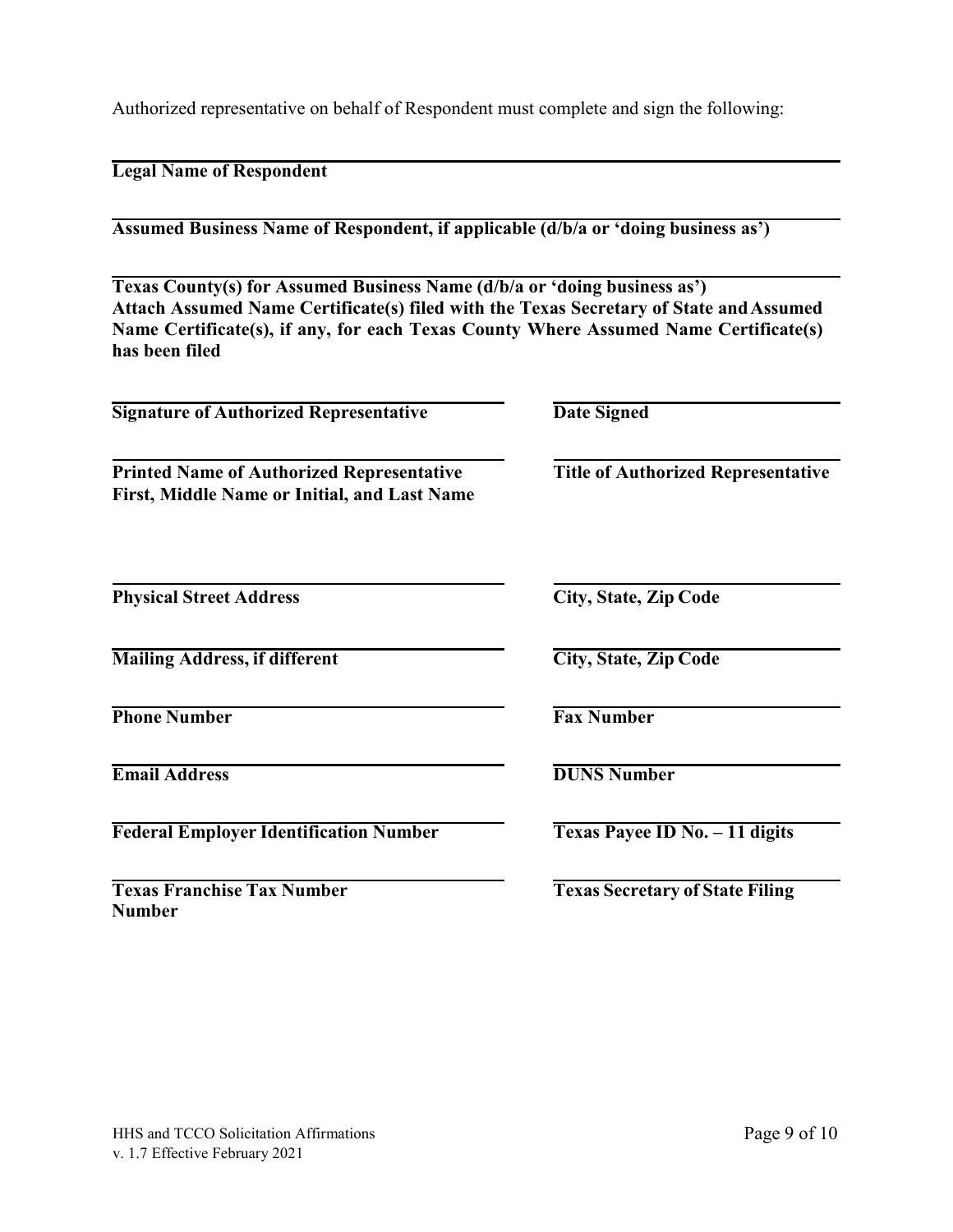Authorized representative on behalf of Respondent must complete and sign the following:

**Legal Name of Respondent**

**Assumed Business Name of Respondent, if applicable (d/b/a or 'doing business as')**

**Texas County(s) for Assumed Business Name (d/b/a or 'doing business as')**
**Attach Assumed Name Certificate(s) filed with the Texas Secretary of State and Assumed Name Certificate(s), if any, for each Texas County Where Assumed Name Certificate(s) has been filed**

| | |
|---|---|
| **Signature of Authorized Representative** | **Date Signed** |
| **Printed Name of Authorized Representative First, Middle Name or Initial, and Last Name** | **Title of Authorized Representative** |
| **Physical Street Address** | **City, State, Zip Code** |
| **Mailing Address, if different** | **City, State, Zip Code** |
| **Phone Number** | **Fax Number** |
| **Email Address** | **DUNS Number** |
| **Federal Employer Identification Number** | **Texas Payee ID No. – 11 digits** |
| **Texas Franchise Tax Number** | **Texas Secretary of State Filing Number** |